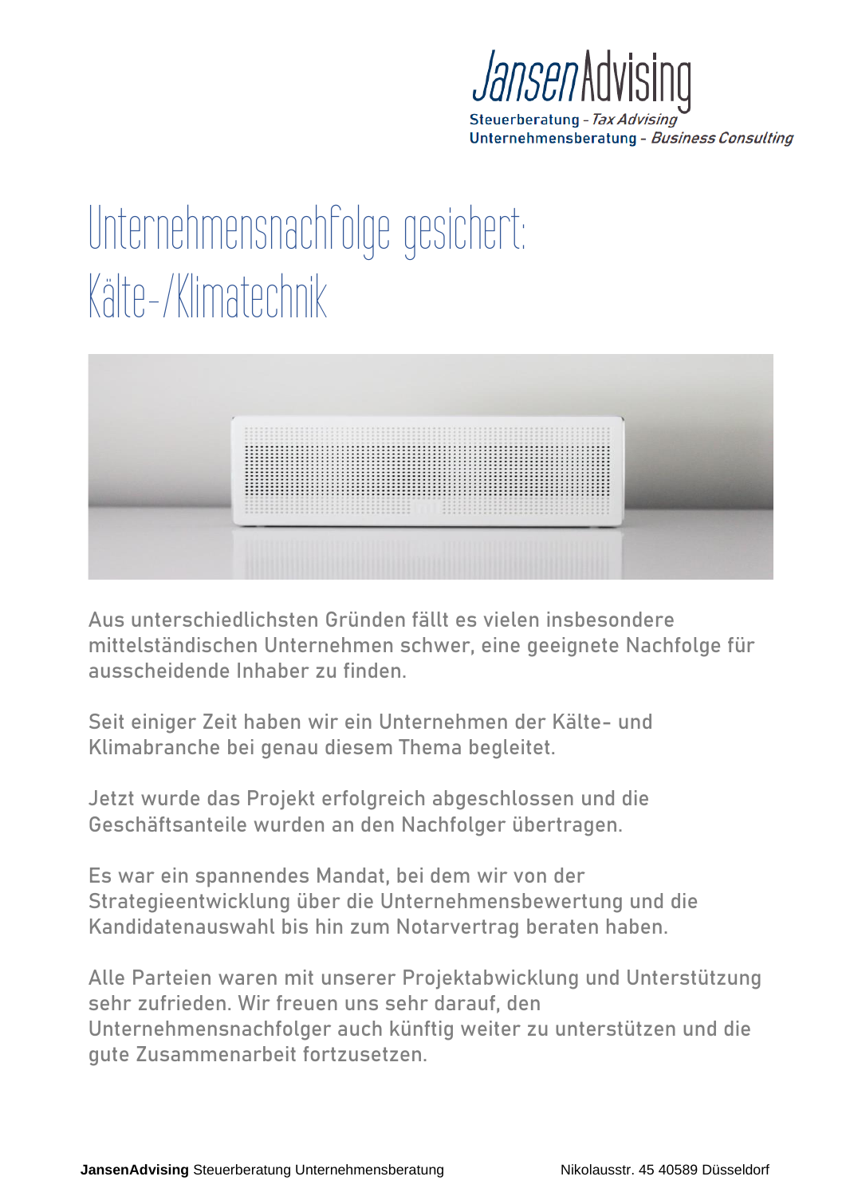JansenAdvising
Steuerberatung - *Tax Advising*
Unternehmensberatung - *Business Consulting*

# Unternehmensnachfolge gesichert: Kälte-/Klimatechnik

Aus unterschiedlichsten Gründen fällt es vielen insbesondere mittelständischen Unternehmen schwer, eine geeignete Nachfolge für ausscheidende Inhaber zu finden.

Seit einiger Zeit haben wir ein Unternehmen der Kälte- und Klimabranche bei genau diesem Thema begleitet.

Jetzt wurde das Projekt erfolgreich abgeschlossen und die Geschäftsanteile wurden an den Nachfolger übertragen.

Es war ein spannendes Mandat, bei dem wir von der Strategieentwicklung über die Unternehmensbewertung und die Kandidatenauswahl bis hin zum Notarvertrag beraten haben.

Alle Parteien waren mit unserer Projektabwicklung und Unterstützung sehr zufrieden. Wir freuen uns sehr darauf, den Unternehmensnachfolger auch künftig weiter zu unterstützen und die gute Zusammenarbeit fortzusetzen.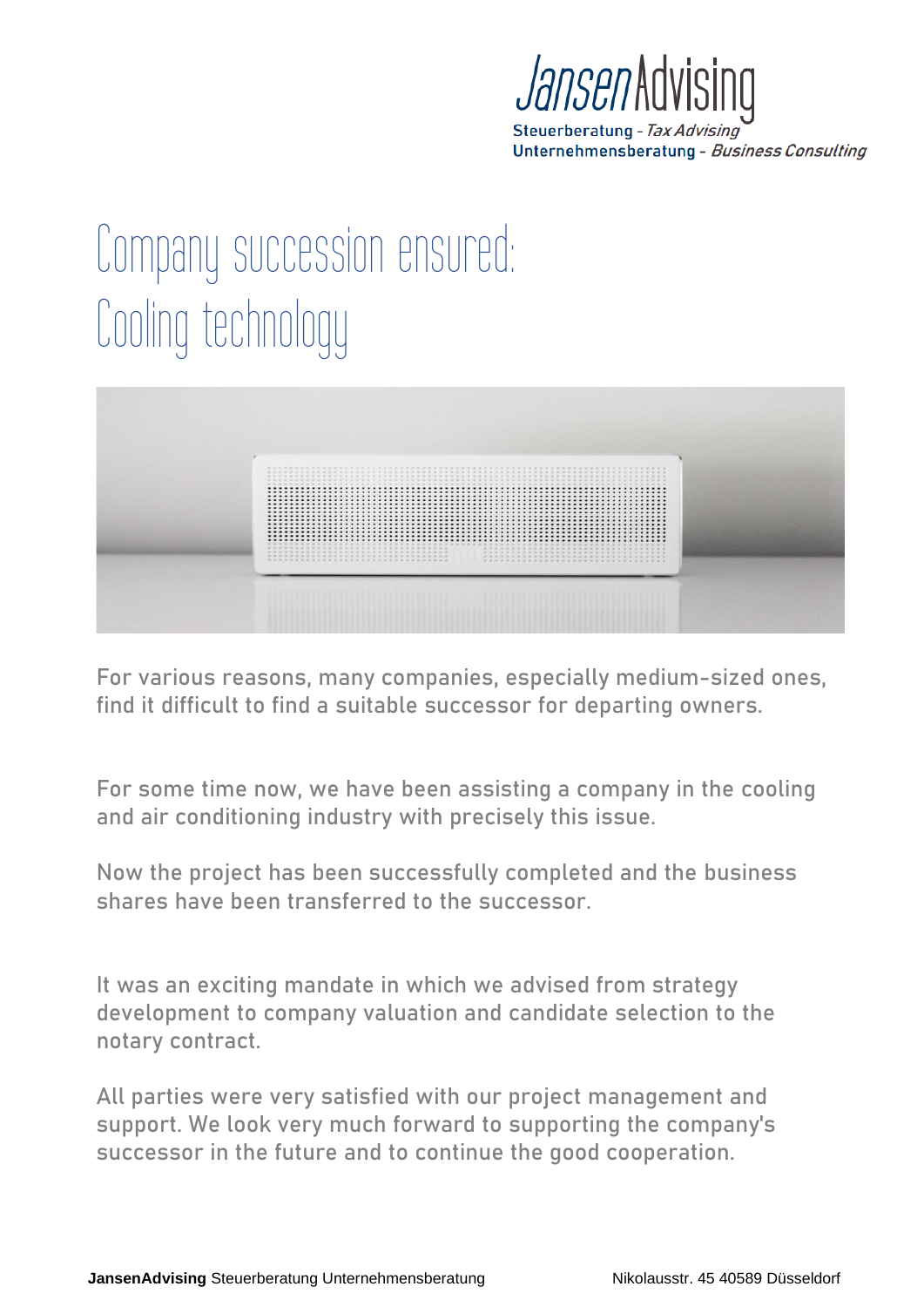JansenAdvising
Steuerberatung - *Tax Advising*
Unternehmensberatung - *Business Consulting*

# Company succession ensured: Cooling technology

For various reasons, many companies, especially medium-sized ones, find it difficult to find a suitable successor for departing owners.

For some time now, we have been assisting a company in the cooling and air conditioning industry with precisely this issue.

Now the project has been successfully completed and the business shares have been transferred to the successor.

It was an exciting mandate in which we advised from strategy development to company valuation and candidate selection to the notary contract.

All parties were very satisfied with our project management and support. We look very much forward to supporting the company's successor in the future and to continue the good cooperation.